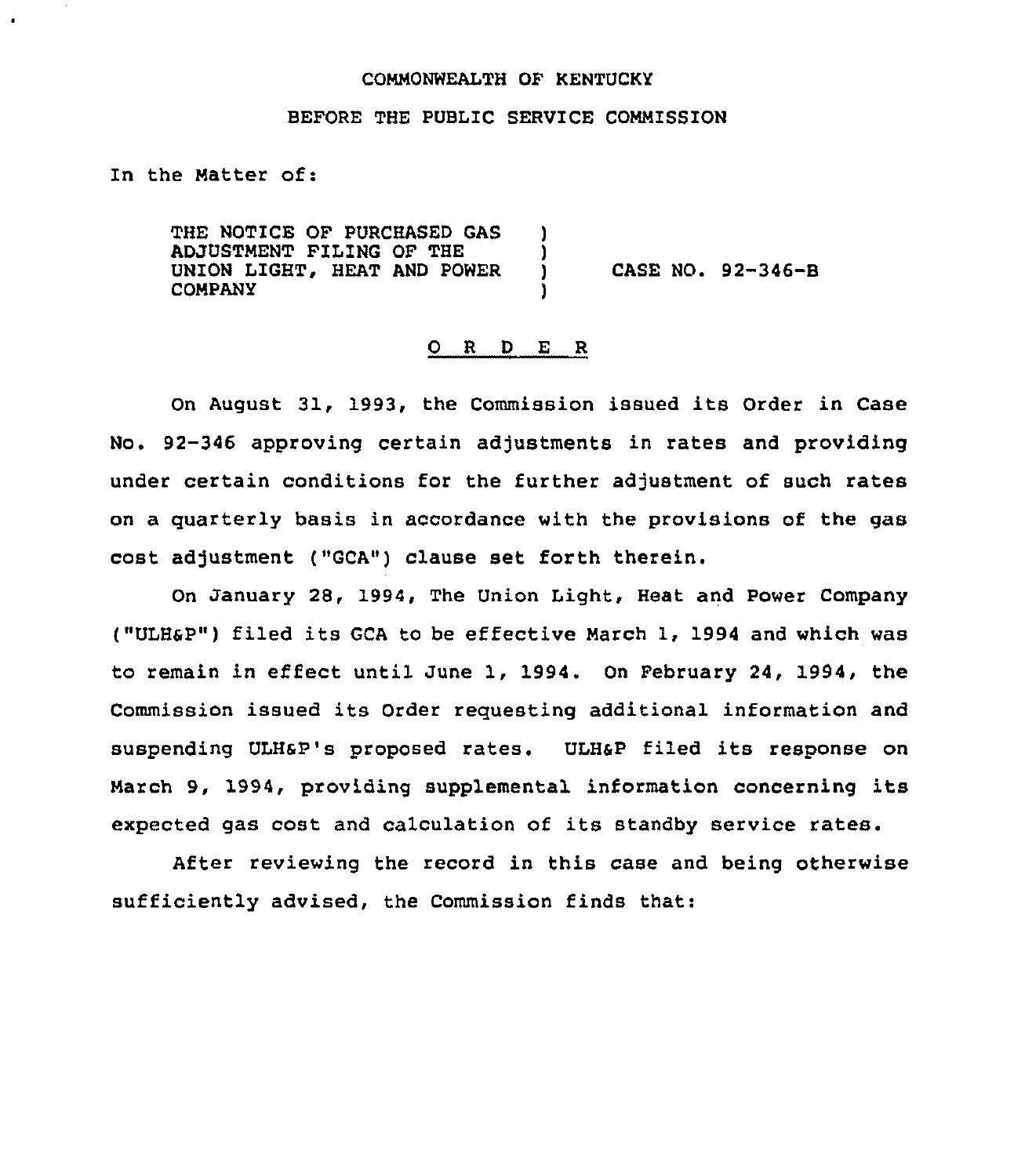COMMONWEALTH OF KENTUCKY

BEFORE THE PUBLIC SERVICE COMMISSION

In the Matter of:

THE NOTICE OF PURCHASED GAS ADJUSTMENT FILING OF THE UNION LIGHT, HEAT AND POWER COMPANY ) CASE NO. 92-346-B

## O R D E R

On August 31, 1993, the Commission issued its Order in Case No. 92-346 approving certain adjustments in rates and providing under certain conditions for the further adjustment of such rates on a quarterly basis in accordance with the provisions of the gas cost adjustment ("GCA") clause set forth therein.

On January 28, 1994, The Union Light, Heat and Power Company ("ULH&P") filed its GCA to be effective March 1, 1994 and which was to remain in effect until June 1, 1994. On February 24, 1994, the Commission issued its Order requesting additional information and suspending ULH&P's proposed rates. ULH&P filed its response on March 9, 1994, providing supplemental information concerning its expected gas cost and calculation of its standby service rates.

After reviewing the record in this case and being otherwise sufficiently advised, the Commission finds that: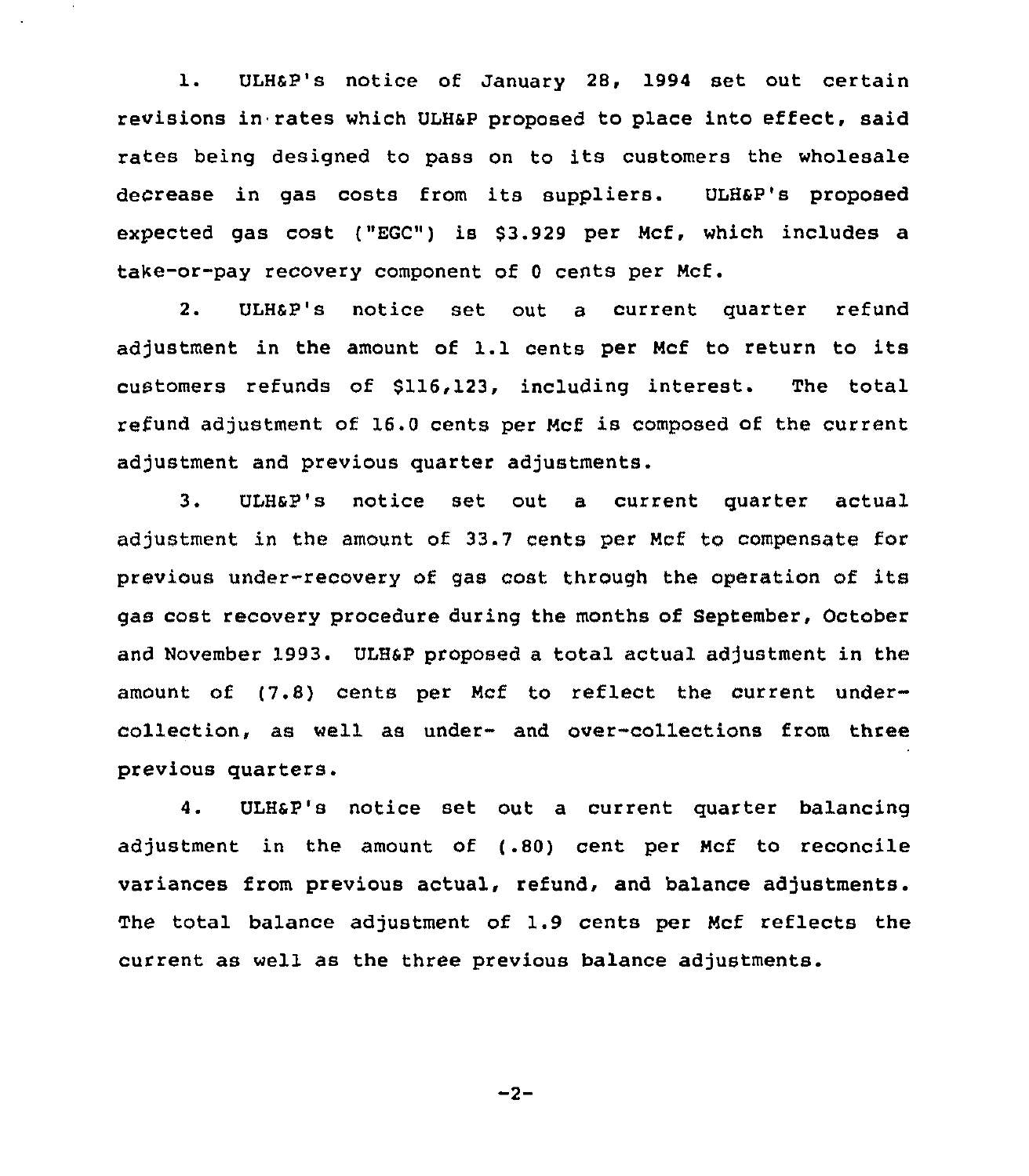1. ULH&P's notice of January 28, 1994 set out certain revisions in rates which ULH&P proposed to place into effect, said rates being designed to pass on to its customers the wholesale decrease in gas costs from its suppliers. ULH&P's proposed expected gas cost ("EGC") is $3.929 per Mcf, which includes a take-or-pay recovery component of 0 cents per Mcf.

2. ULH&P's notice set out a current quarter refund adjustment in the amount of 1.1 cents per Mcf to return to its customers refunds of $116,123, including interest. The total refund adjustment of 16.0 cents per Mcf is composed of the current adjustment and previous quarter adjustments.

3. ULH&P's notice set out a current quarter actual adjustment in the amount of 33.7 cents per Mcf to compensate for previous under-recovery of gas cost through the operation of its gas cost recovery procedure during the months of September, October and November 1993. ULH&P proposed a total actual adjustment in the amount of (7.8) cents per Mcf to reflect the current under-collection, as well as under- and over-collections from three previous quarters.

4. ULH&P's notice set out a current quarter balancing adjustment in the amount of (.80) cent per Mcf to reconcile variances from previous actual, refund, and balance adjustments. The total balance adjustment of 1.9 cents per Mcf reflects the current as well as the three previous balance adjustments.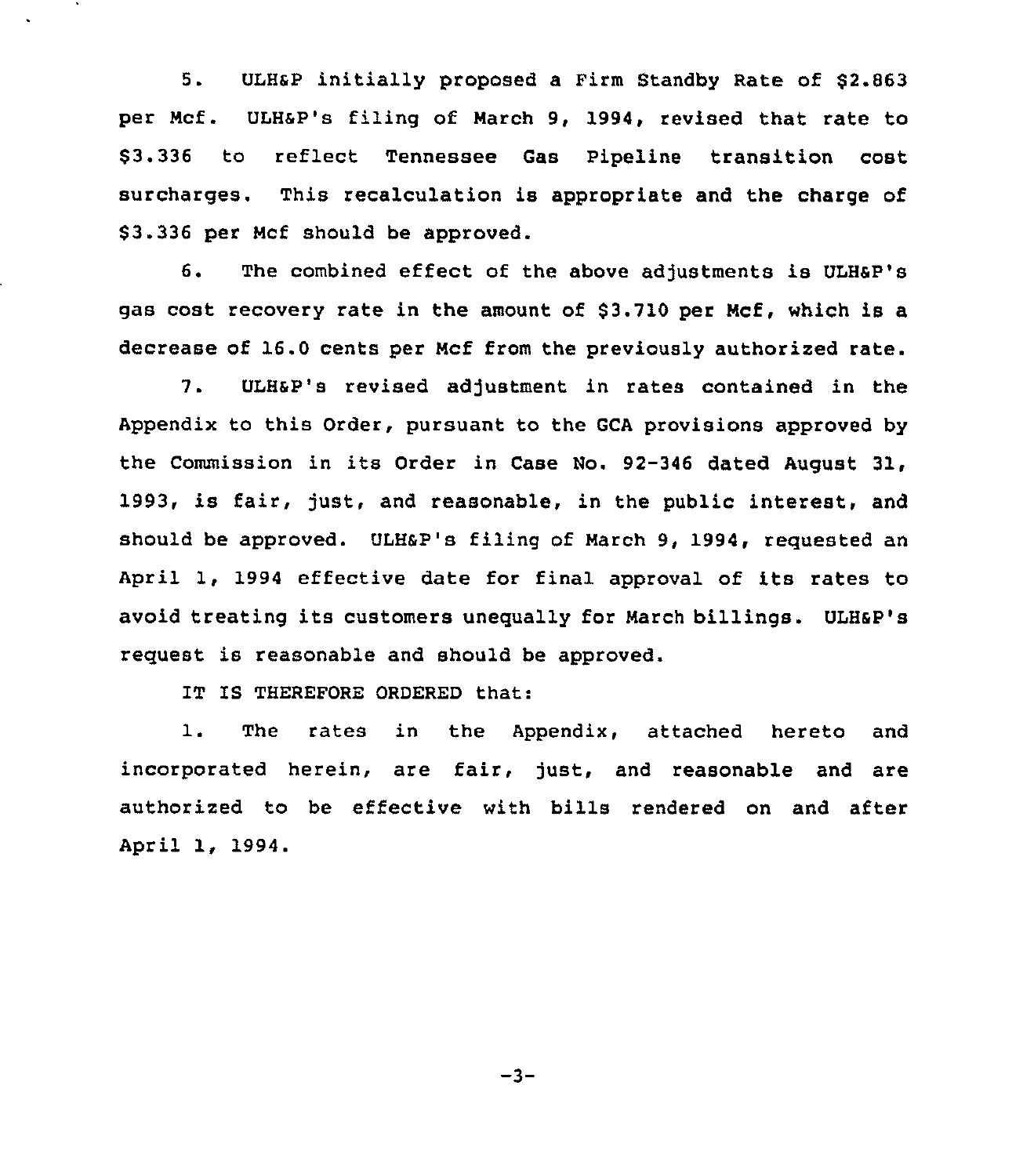5. ULH&P initially proposed a Firm Standby Rate of $2.863 per Mcf. ULH&P's filing of March 9, 1994, revised that rate to $3.336 to reflect Tennessee Gas Pipeline transition cost surcharges. This recalculation is appropriate and the charge of $3.336 per Mcf should be approved.

6. The combined effect of the above adjustments is ULH&P's gas cost recovery rate in the amount of $3.710 per Mcf, which is a decrease of 16.0 cents per Mcf from the previously authorized rate.

7. ULH&P's revised adjustment in rates contained in the Appendix to this Order, pursuant to the GCA provisions approved by the Commission in its Order in Case No. 92-346 dated August 31, 1993, is fair, just, and reasonable, in the public interest, and should be approved. ULH&P's filing of March 9, 1994, requested an April 1, 1994 effective date for final approval of its rates to avoid treating its customers unequally for March billings. ULH&P's request is reasonable and should be approved.

IT IS THEREFORE ORDERED that:

1. The rates in the Appendix, attached hereto and incorporated herein, are fair, just, and reasonable and are authorized to be effective with bills rendered on and after April 1, 1994.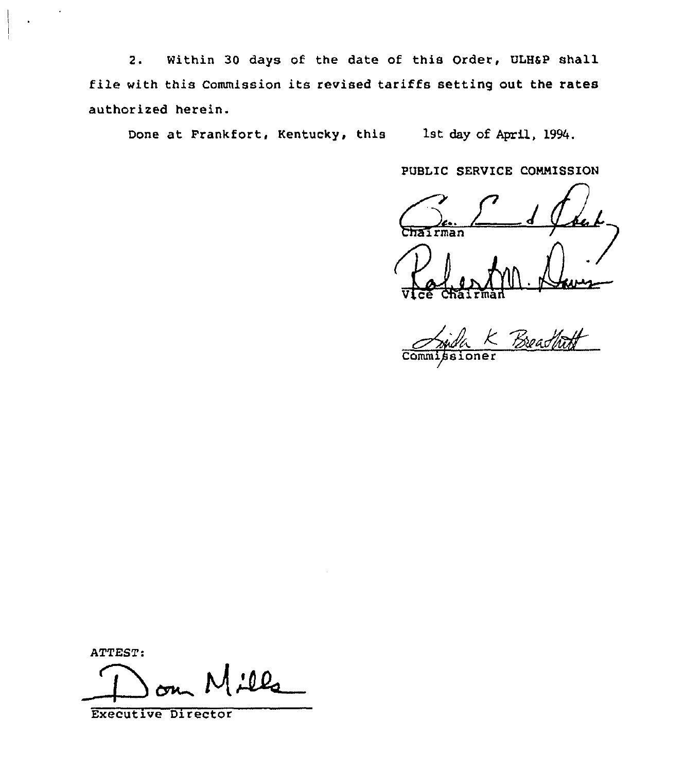2. Within 30 days of the date of this Order, ULH&P shall file with this Commission its revised tariffs setting out the rates authorized herein.

Done at Frankfort, Kentucky, this 1st day of April, 1994.

PUBLIC SERVICE COMMISSION

Chairman

Vice Chairman

Commissioner

ATTEST:

Executive Director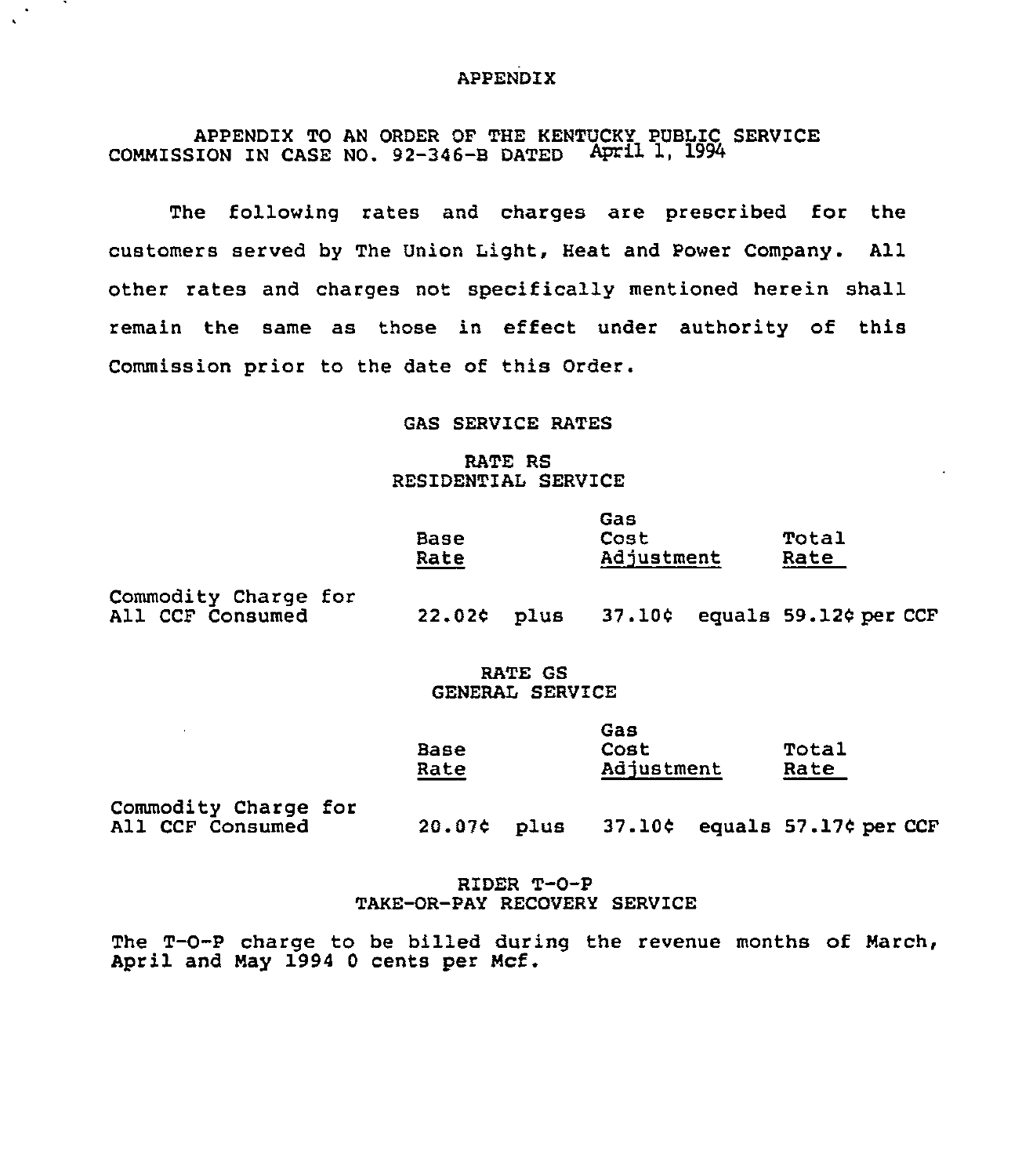# APPENDIX

APPENDIX TO AN ORDER OF THE KENTUCKY PUBLIC SERVICE COMMISSION IN CASE NO. 92-346-B DATED April 1, 1994

The following rates and charges are prescribed for the customers served by The Union Light, Heat and Power Company. All other rates and charges not specifically mentioned herein shall remain the same as those in effect under authority of this Commission prior to the date of this Order.

## GAS SERVICE RATES

### RATE RS
### RESIDENTIAL SERVICE

| | Base Rate | | Gas Cost Adjustment | | Total Rate |
|---|---|---|---|---|---|
| Commodity Charge for All CCF Consumed | 22.02¢ | plus | 37.10¢ | equals | 59.12¢ per CCF |

### RATE GS
### GENERAL SERVICE

| | Base Rate | | Gas Cost Adjustment | | Total Rate |
|---|---|---|---|---|---|
| Commodity Charge for All CCF Consumed | 20.07¢ | plus | 37.10¢ | equals | 57.17¢ per CCF |

### RIDER T-O-P
### TAKE-OR-PAY RECOVERY SERVICE

The T-O-P charge to be billed during the revenue months of March, April and May 1994 0 cents per Mcf.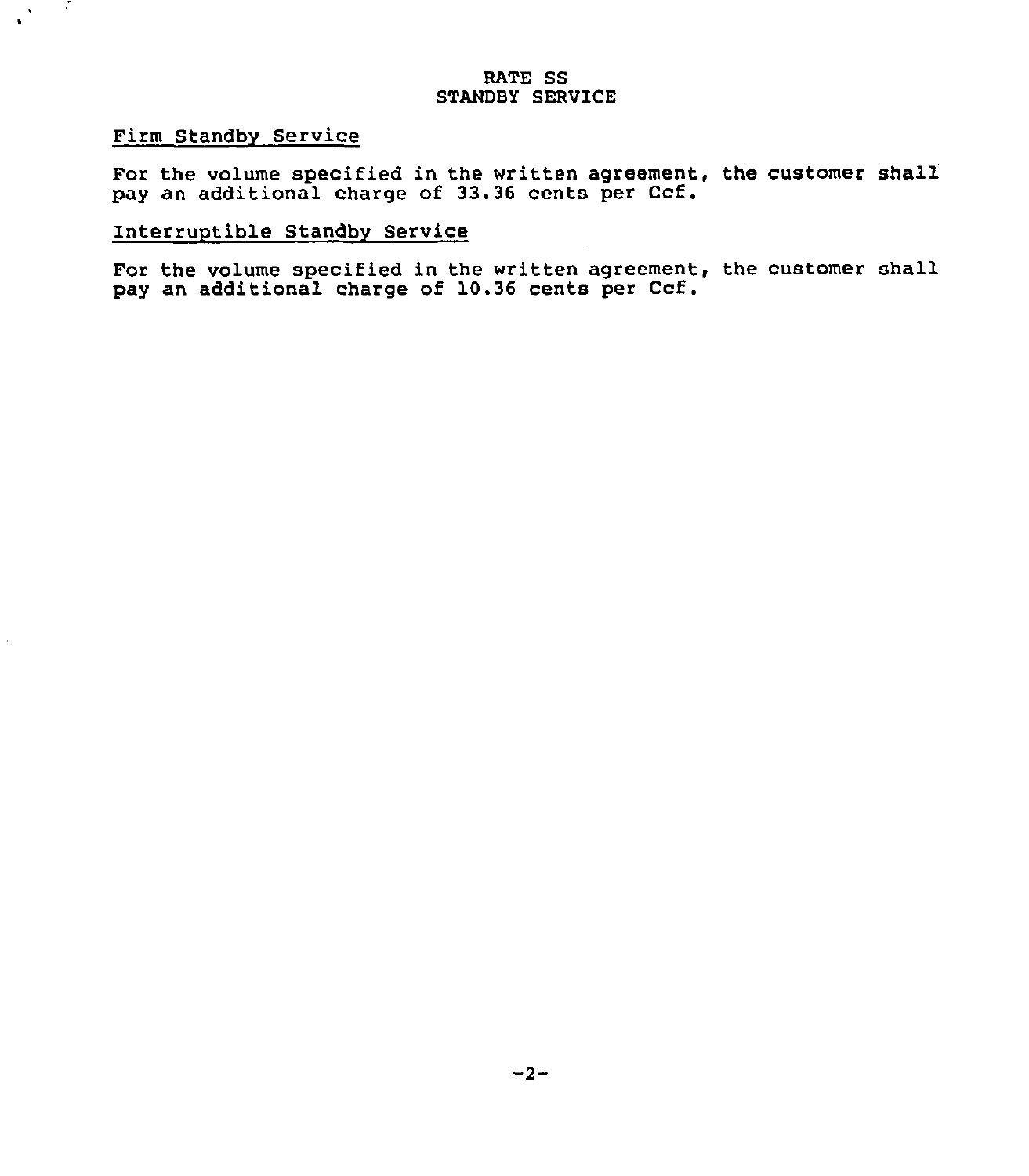# RATE SS
# STANDBY SERVICE

Firm Standby Service

For the volume specified in the written agreement, the customer shall pay an additional charge of 33.36 cents per Ccf.

Interruptible Standby Service

For the volume specified in the written agreement, the customer shall pay an additional charge of 10.36 cents per Ccf.